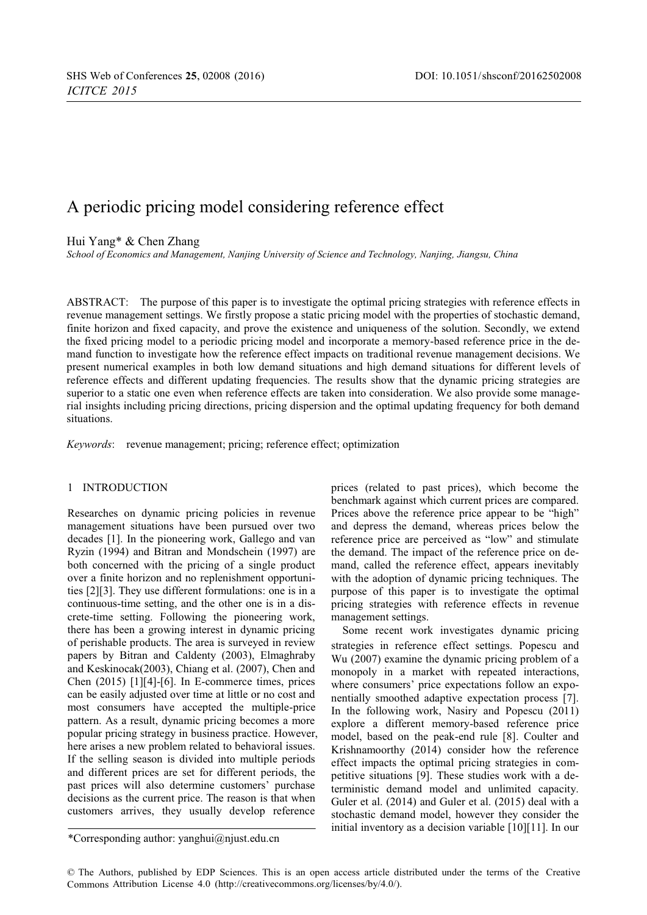# A periodic pricing model considering reference effect

Hui Yang* & Chen Zhang

*School of Economics and Management, Nanjing University of Science and Technology, Nanjing, Jiangsu, China*

ABSTRACT: The purpose of this paper is to investigate the optimal pricing strategies with reference effects in revenue management settings. We firstly propose a static pricing model with the properties of stochastic demand, finite horizon and fixed capacity, and prove the existence and uniqueness of the solution. Secondly, we extend the fixed pricing model to a periodic pricing model and incorporate a memory-based reference price in the demand function to investigate how the reference effect impacts on traditional revenue management decisions. We present numerical examples in both low demand situations and high demand situations for different levels of reference effects and different updating frequencies. The results show that the dynamic pricing strategies are superior to a static one even when reference effects are taken into consideration. We also provide some managerial insights including pricing directions, pricing dispersion and the optimal updating frequency for both demand situations.

*Keywords*: revenue management; pricing; reference effect; optimization

## 1 INTRODUCTION

Researches on dynamic pricing policies in revenue management situations have been pursued over two decades [1]. In the pioneering work, Gallego and van Ryzin (1994) and Bitran and Mondschein (1997) are both concerned with the pricing of a single product over a finite horizon and no replenishment opportunities [2][3]. They use different formulations: one is in a continuous-time setting, and the other one is in a discrete-time setting. Following the pioneering work, there has been a growing interest in dynamic pricing of perishable products. The area is surveyed in review papers by Bitran and Caldenty (2003), Elmaghraby and Keskinocak(2003), Chiang et al. (2007), Chen and Chen (2015) [1][4]-[6]. In E-commerce times, prices can be easily adjusted over time at little or no cost and most consumers have accepted the multiple-price pattern. As a result, dynamic pricing becomes a more popular pricing strategy in business practice. However, here arises a new problem related to behavioral issues. If the selling season is divided into multiple periods and different prices are set for different periods, the past prices will also determine customers' purchase decisions as the current price. The reason is that when customers arrives, they usually develop reference prices (related to past prices), which become the benchmark against which current prices are compared. Prices above the reference price appear to be "high" and depress the demand, whereas prices below the reference price are perceived as "low" and stimulate the demand. The impact of the reference price on demand, called the reference effect, appears inevitably with the adoption of dynamic pricing techniques. The purpose of this paper is to investigate the optimal pricing strategies with reference effects in revenue management settings.

Some recent work investigates dynamic pricing strategies in reference effect settings. Popescu and Wu (2007) examine the dynamic pricing problem of a monopoly in a market with repeated interactions, where consumers' price expectations follow an exponentially smoothed adaptive expectation process [7]. In the following work, Nasiry and Popescu (2011) explore a different memory-based reference price model, based on the peak-end rule [8]. Coulter and Krishnamoorthy (2014) consider how the reference effect impacts the optimal pricing strategies in competitive situations [9]. These studies work with a deterministic demand model and unlimited capacity. Guler et al. (2014) and Guler et al. (2015) deal with a stochastic demand model, however they consider the initial inventory as a decision variable [10][11]. In our

*Corresponding author: yanghui@njust.edu.cn

© The Authors, published by EDP Sciences. This is an open access article distributed under the terms of the Creative Commons Attribution License 4.0 (http://creativecommons.org/licenses/by/4.0/).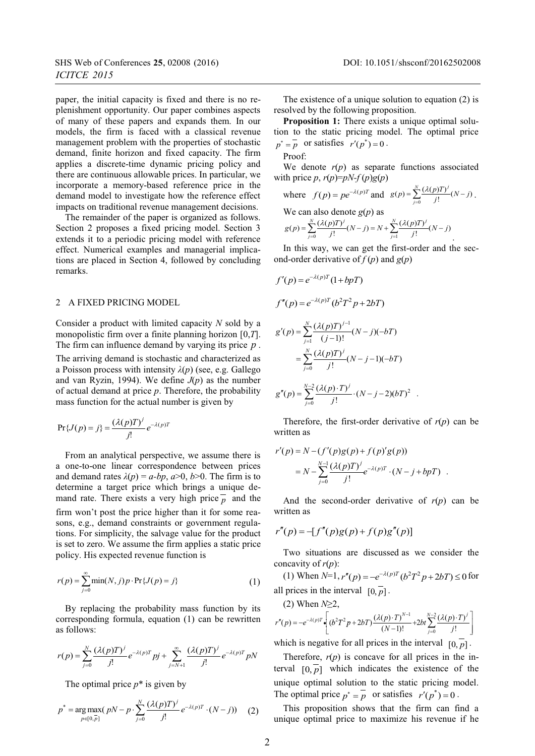paper, the initial capacity is fixed and there is no replenishment opportunity. Our paper combines aspects of many of these papers and expands them. In our models, the firm is faced with a classical revenue management problem with the properties of stochastic demand, finite horizon and fixed capacity. The firm applies a discrete-time dynamic pricing policy and there are continuous allowable prices. In particular, we incorporate a memory-based reference price in the demand model to investigate how the reference effect impacts on traditional revenue management decisions.

The remainder of the paper is organized as follows. Section 2 proposes a fixed pricing model. Section 3 extends it to a periodic pricing model with reference effect. Numerical examples and managerial implications are placed in Section 4, followed by concluding remarks.

## 2 A FIXED PRICING MODEL

Consider a product with limited capacity $N$ sold by a monopolistic firm over a finite planning horizon $[0,T]$. The firm can influence demand by varying its price $p$. The arriving demand is stochastic and characterized as a Poisson process with intensity $\lambda(p)$ (see, e.g. Gallego and van Ryzin, 1994). We define $J(p)$ as the number of actual demand at price $p$. Therefore, the probability mass function for the actual number is given by

$$\Pr\{J(p)=j\}=\frac{(\lambda(p)T)^j}{j!}e^{-\lambda(p)T}$$

From an analytical perspective, we assume there is a one-to-one linear correspondence between prices and demand rates $\lambda(p) = a\text{-}bp$, $a>0$, $b>0$. The firm is to determine a target price which brings a unique demand rate. There exists a very high price $\overline{p}$ and the firm won't post the price higher than it for some reasons, e.g., demand constraints or government regulations. For simplicity, the salvage value for the product is set to zero. We assume the firm applies a static price policy. His expected revenue function is

$$r(p)=\sum_{j=0}^{\infty}\min(N,j)p\cdot\Pr\{J(p)=j\} \tag{1}$$

By replacing the probability mass function by its corresponding formula, equation (1) can be rewritten as follows:

$$r(p)=\sum_{j=0}^{N}\frac{(\lambda(p)T)^j}{j!}e^{-\lambda(p)T}pj+\sum_{j=N+1}^{\infty}\frac{(\lambda(p)T)^j}{j!}e^{-\lambda(p)T}pN$$

The optimal price $p^*$ is given by

$$p^*=\arg\max_{p\in[0,\overline{p}]}\left(pN-p\cdot\sum_{j=0}^{N}\frac{(\lambda(p)T)^j}{j!}e^{-\lambda(p)T}\cdot(N-j)\right) \tag{2}$$

The existence of a unique solution to equation (2) is resolved by the following proposition.

**Proposition 1:** There exists a unique optimal solution to the static pricing model. The optimal price $p^*=\overline{p}$ or satisfies $r'(p^*)=0$.

Proof:

We denote $r(p)$ as separate functions associated with price $p$, $r(p)=pN\text{-}f(p)g(p)$

where $f(p)=pe^{-\lambda(p)T}$ and $g(p)=\sum_{j=0}^{N}\frac{(\lambda(p)T)^j}{j!}(N-j)$.

We can also denote $g(p)$ as

$$g(p)=\sum_{j=0}^{N}\frac{(\lambda(p)T)^j}{j!}(N-j)=N+\sum_{j=1}^{N}\frac{(\lambda(p)T)^j}{j!}(N-j)$$

In this way, we can get the first-order and the second-order derivative of $f(p)$ and $g(p)$

$$f'(p)=e^{-\lambda(p)T}(1+bpT)$$

$$f''(p)=e^{-\lambda(p)T}(b^2T^2p+2bT)$$

$$\begin{aligned}g'(p)&=\sum_{j=1}^{N}\frac{(\lambda(p)T)^{j-1}}{(j-1)!}(N-j)(-bT)\\&=\sum_{j=0}^{N}\frac{(\lambda(p)T)^j}{j!}(N-j-1)(-bT)\end{aligned}$$

$$g''(p)=\sum_{j=0}^{N-2}\frac{(\lambda(p)\cdot T)^j}{j!}\cdot(N-j-2)(bT)^2$$

Therefore, the first-order derivative of $r(p)$ can be written as

$$\begin{aligned}r'(p)&=N-(f'(p)g(p)+f(p)'g(p))\\&=N-\sum_{j=0}^{N-1}\frac{(\lambda(p)T)^j}{j!}e^{-\lambda(p)T}\cdot(N-j+bpT)\end{aligned}$$

And the second-order derivative of $r(p)$ can be written as

$$r''(p)=-[f''(p)g(p)+f(p)g''(p)]$$

Two situations are discussed as we consider the concavity of $r(p)$:

(1) When $N$=1, $r''(p)=-e^{-\lambda(p)T}(b^2T^2p+2bT)\le 0$ for all prices in the interval $[0,\overline{p}]$.

(2) When $N\ge 2$,

$$r''(p)=-e^{-\lambda(p)T}\bullet\left[(b^2T^2p+2bT)\frac{(\lambda(p)\cdot T)^{N-1}}{(N-1)!}+2bt\sum_{j=0}^{N-2}\frac{(\lambda(p)\cdot T)^j}{j!}\right]$$

which is negative for all prices in the interval $[0,\overline{p}]$.

Therefore, $r(p)$ is concave for all prices in the interval $[0,\overline{p}]$ which indicates the existence of the unique optimal solution to the static pricing model. The optimal price $p^*=\overline{p}$ or satisfies $r'(p^*)=0$.

This proposition shows that the firm can find a unique optimal price to maximize his revenue if he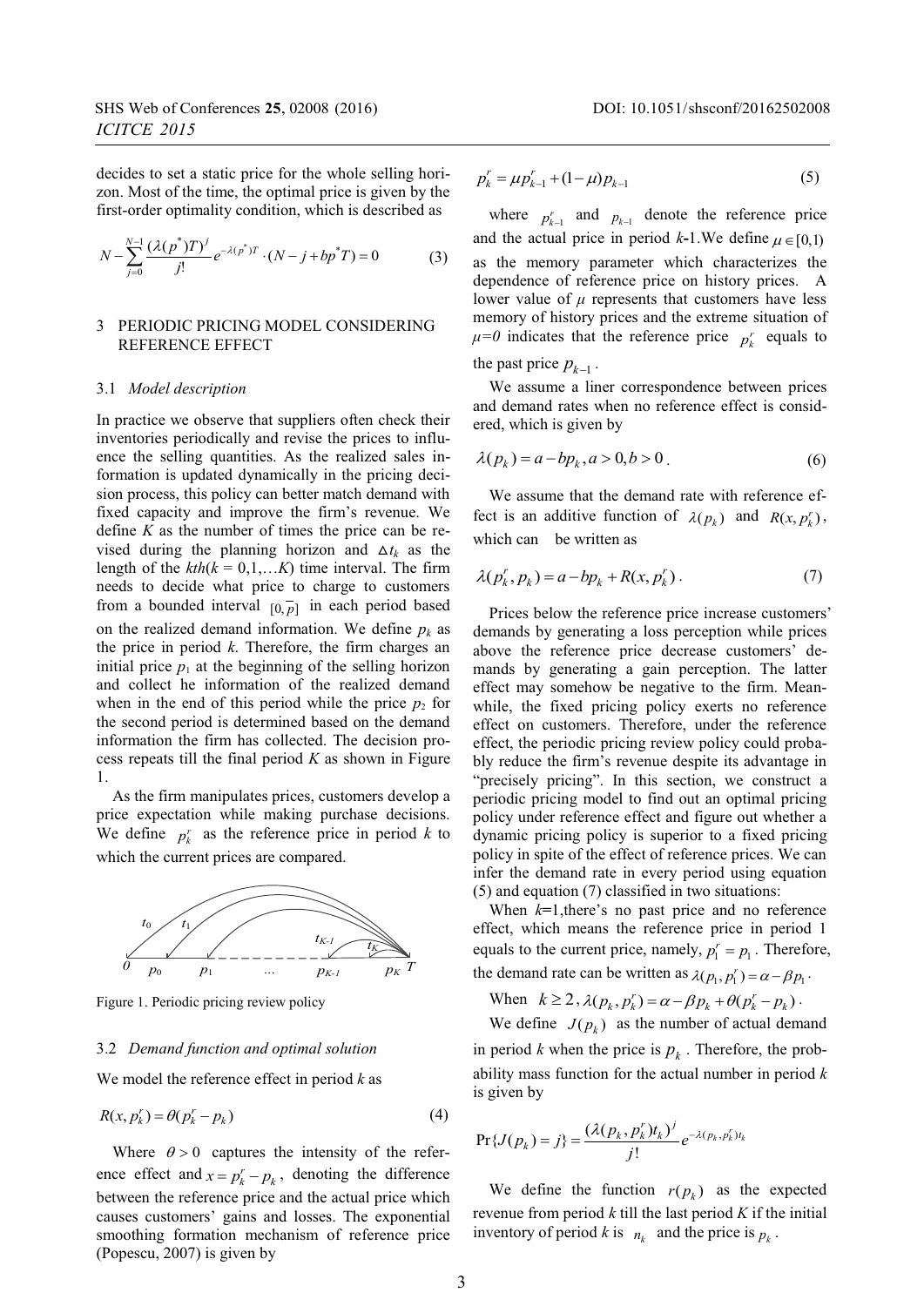decides to set a static price for the whole selling horizon. Most of the time, the optimal price is given by the first-order optimality condition, which is described as

$$N-\sum_{j=0}^{N-1}\frac{(\lambda(p^*)T)^j}{j!}e^{-\lambda(p^*)T}\cdot(N-j+bp^*T)=0 \tag{3}$$

## 3 PERIODIC PRICING MODEL CONSIDERING REFERENCE EFFECT

### 3.1 *Model description*

In practice we observe that suppliers often check their inventories periodically and revise the prices to influence the selling quantities. As the realized sales information is updated dynamically in the pricing decision process, this policy can better match demand with fixed capacity and improve the firm's revenue. We define $K$ as the number of times the price can be revised during the planning horizon and $\Delta t_k$ as the length of the $kth(k = 0,1,\ldots K)$ time interval. The firm needs to decide what price to charge to customers from a bounded interval $[0,\bar{p}]$ in each period based on the realized demand information. We define $p_k$ as the price in period $k$. Therefore, the firm charges an initial price $p_1$ at the beginning of the selling horizon and collect he information of the realized demand when in the end of this period while the price $p_2$ for the second period is determined based on the demand information the firm has collected. The decision process repeats till the final period $K$ as shown in Figure 1.

As the firm manipulates prices, customers develop a price expectation while making purchase decisions. We define $p_k^r$ as the reference price in period $k$ to which the current prices are compared.

Figure 1. Periodic pricing review policy

### 3.2 *Demand function and optimal solution*

We model the reference effect in period $k$ as

$$R(x,p_k^r)=\theta(p_k^r-p_k) \tag{4}$$

Where $\theta>0$ captures the intensity of the reference effect and $x=p_k^r-p_k$, denoting the difference between the reference price and the actual price which causes customers' gains and losses. The exponential smoothing formation mechanism of reference price (Popescu, 2007) is given by

$$p_k^r=\mu p_{k-1}^r+(1-\mu)p_{k-1} \tag{5}$$

where $p_{k-1}^r$ and $p_{k-1}$ denote the reference price and the actual price in period $k$-1.We define $\mu\in[0,1)$ as the memory parameter which characterizes the dependence of reference price on history prices. A lower value of $\mu$ represents that customers have less memory of history prices and the extreme situation of $\mu=0$ indicates that the reference price $p_k^r$ equals to the past price $p_{k-1}$.

We assume a liner correspondence between prices and demand rates when no reference effect is considered, which is given by

$$\lambda(p_k)=a-bp_k, a>0, b>0\,. \tag{6}$$

We assume that the demand rate with reference effect is an additive function of $\lambda(p_k)$ and $R(x,p_k^r)$, which can be written as

$$\lambda(p_k^r,p_k)=a-bp_k+R(x,p_k^r)\,. \tag{7}$$

Prices below the reference price increase customers' demands by generating a loss perception while prices above the reference price decrease customers' demands by generating a gain perception. The latter effect may somehow be negative to the firm. Meanwhile, the fixed pricing policy exerts no reference effect on customers. Therefore, under the reference effect, the periodic pricing review policy could probably reduce the firm's revenue despite its advantage in "precisely pricing". In this section, we construct a periodic pricing model to find out an optimal pricing policy under reference effect and figure out whether a dynamic pricing policy is superior to a fixed pricing policy in spite of the effect of reference prices. We can infer the demand rate in every period using equation (5) and equation (7) classified in two situations:

When $k$=1,there's no past price and no reference effect, which means the reference price in period 1 equals to the current price, namely, $p_1^r=p_1$. Therefore, the demand rate can be written as $\lambda(p_1,p_1^r)=\alpha-\beta p_1$.

When $k\geq 2$, $\lambda(p_k,p_k^r)=\alpha-\beta p_k+\theta(p_k^r-p_k)$.

We define $J(p_k)$ as the number of actual demand in period $k$ when the price is $p_k$. Therefore, the probability mass function for the actual number in period $k$ is given by

$$\Pr\{J(p_k)=j\}=\frac{(\lambda(p_k,p_k^r)t_k)^j}{j!}e^{-\lambda(p_k,p_k^r)t_k}$$

We define the function $r(p_k)$ as the expected revenue from period $k$ till the last period $K$ if the initial inventory of period $k$ is $n_k$ and the price is $p_k$.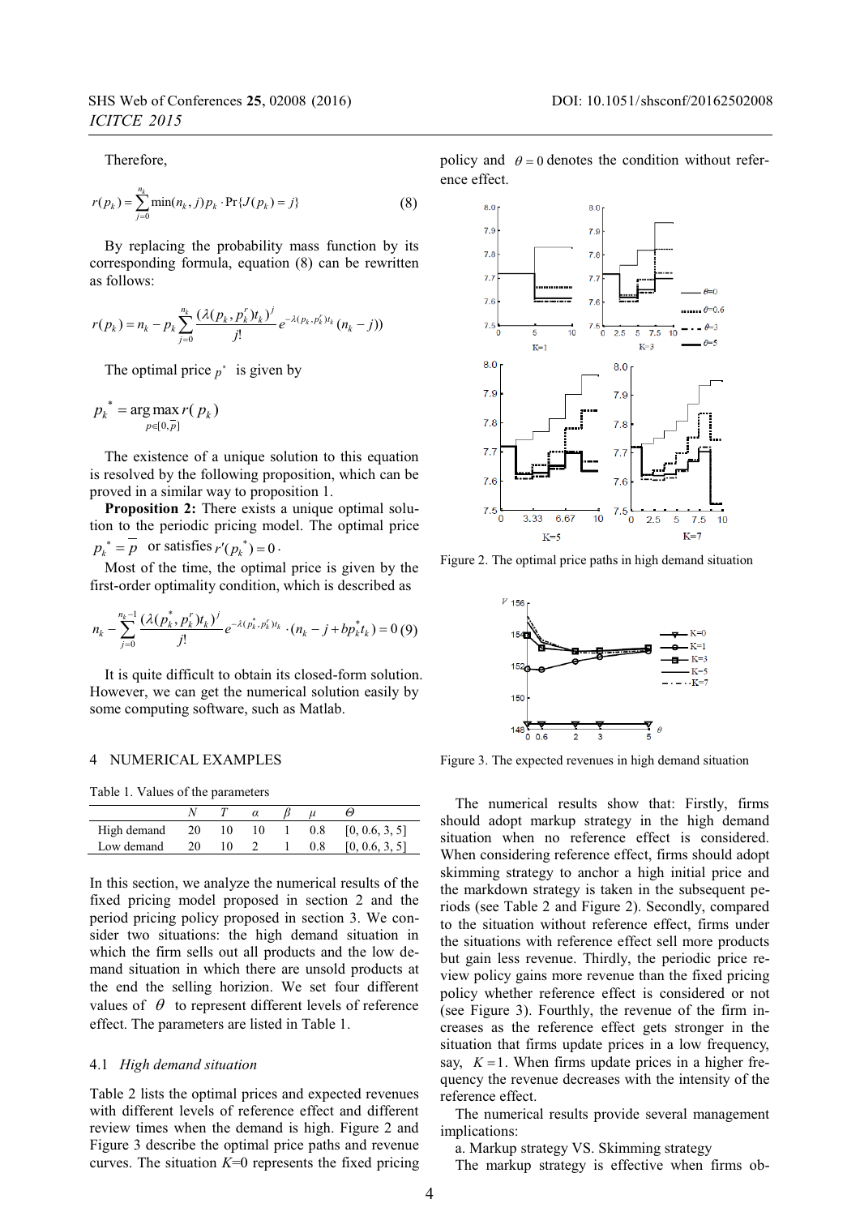Therefore,

$$r(p_k) = \sum_{j=0}^{n_k} \min(n_k, j) p_k \cdot \Pr\{J(p_k) = j\} \quad (8)$$

By replacing the probability mass function by its corresponding formula, equation (8) can be rewritten as follows:

$$r(p_k) = n_k - p_k \sum_{j=0}^{n_k} \frac{(\lambda(p_k, p_k^r) t_k)^j}{j!} e^{-\lambda(p_k, p_k^r) t_k} (n_k - j))$$

The optimal price $p^*$ is given by

$$p_k^* = \arg\max_{p \in [0, \bar{p}]} r(p_k)$$

The existence of a unique solution to this equation is resolved by the following proposition, which can be proved in a similar way to proposition 1.

**Proposition 2:** There exists a unique optimal solution to the periodic pricing model. The optimal price $p_k^* = \bar{p}$ or satisfies $r'(p_k^*) = 0$.

Most of the time, the optimal price is given by the first-order optimality condition, which is described as

$$n_k - \sum_{j=0}^{n_k - 1} \frac{(\lambda(p_k^*, p_k^r) t_k)^j}{j!} e^{-\lambda(p_k^*, p_k^r) t_k} \cdot (n_k - j + b p_k^* t_k) = 0 \quad (9)$$

It is quite difficult to obtain its closed-form solution. However, we can get the numerical solution easily by some computing software, such as Matlab.

## 4 NUMERICAL EXAMPLES

Table 1. Values of the parameters

| | $N$ | $T$ | $\alpha$ | $\beta$ | $\mu$ | $\Theta$ |
|---|---|---|---|---|---|---|
| High demand | 20 | 10 | 10 | 1 | 0.8 | [0, 0.6, 3, 5] |
| Low demand | 20 | 10 | 2 | 1 | 0.8 | [0, 0.6, 3, 5] |

In this section, we analyze the numerical results of the fixed pricing model proposed in section 2 and the period pricing policy proposed in section 3. We consider two situations: the high demand situation in which the firm sells out all products and the low demand situation in which there are unsold products at the end the selling horizion. We set four different values of $\theta$ to represent different levels of reference effect. The parameters are listed in Table 1.

### 4.1 *High demand situation*

Table 2 lists the optimal prices and expected revenues with different levels of reference effect and different review times when the demand is high. Figure 2 and Figure 3 describe the optimal price paths and revenue curves. The situation $K$=0 represents the fixed pricing policy and $\theta = 0$ denotes the condition without reference effect.

Figure 2. The optimal price paths in high demand situation

Figure 3. The expected revenues in high demand situation

The numerical results show that: Firstly, firms should adopt markup strategy in the high demand situation when no reference effect is considered. When considering reference effect, firms should adopt skimming strategy to anchor a high initial price and the markdown strategy is taken in the subsequent periods (see Table 2 and Figure 2). Secondly, compared to the situation without reference effect, firms under the situations with reference effect sell more products but gain less revenue. Thirdly, the periodic price review policy gains more revenue than the fixed pricing policy whether reference effect is considered or not (see Figure 3). Fourthly, the revenue of the firm increases as the reference effect gets stronger in the situation that firms update prices in a low frequency, say, $K = 1$. When firms update prices in a higher frequency the revenue decreases with the intensity of the reference effect.

The numerical results provide several management implications:

a. Markup strategy VS. Skimming strategy

The markup strategy is effective when firms ob-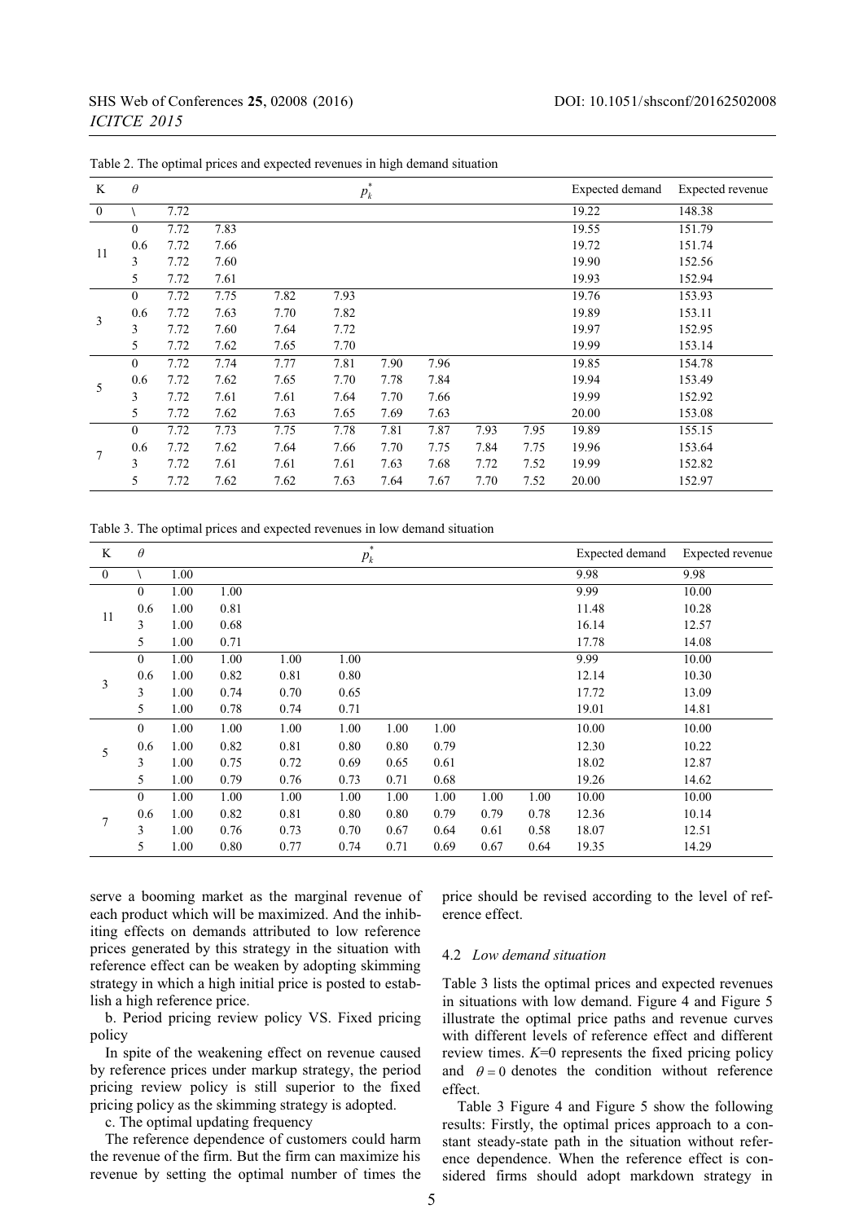Table 2. The optimal prices and expected revenues in high demand situation

| K | $\theta$ | $p_k^*$ | | | | | | | | Expected demand | Expected revenue |
|---|---|---|---|---|---|---|---|---|---|---|---|
| 0 | \ | 7.72 | | | | | | | | 19.22 | 148.38 |
| 11 | 0 | 7.72 | 7.83 | | | | | | | 19.55 | 151.79 |
| | 0.6 | 7.72 | 7.66 | | | | | | | 19.72 | 151.74 |
| | 3 | 7.72 | 7.60 | | | | | | | 19.90 | 152.56 |
| | 5 | 7.72 | 7.61 | | | | | | | 19.93 | 152.94 |
| 3 | 0 | 7.72 | 7.75 | 7.82 | 7.93 | | | | | 19.76 | 153.93 |
| | 0.6 | 7.72 | 7.63 | 7.70 | 7.82 | | | | | 19.89 | 153.11 |
| | 3 | 7.72 | 7.60 | 7.64 | 7.72 | | | | | 19.97 | 152.95 |
| | 5 | 7.72 | 7.62 | 7.65 | 7.70 | | | | | 19.99 | 153.14 |
| 5 | 0 | 7.72 | 7.74 | 7.77 | 7.81 | 7.90 | 7.96 | | | 19.85 | 154.78 |
| | 0.6 | 7.72 | 7.62 | 7.65 | 7.70 | 7.78 | 7.84 | | | 19.94 | 153.49 |
| | 3 | 7.72 | 7.61 | 7.61 | 7.64 | 7.70 | 7.66 | | | 19.99 | 152.92 |
| | 5 | 7.72 | 7.62 | 7.63 | 7.65 | 7.69 | 7.63 | | | 20.00 | 153.08 |
| 7 | 0 | 7.72 | 7.73 | 7.75 | 7.78 | 7.81 | 7.87 | 7.93 | 7.95 | 19.89 | 155.15 |
| | 0.6 | 7.72 | 7.62 | 7.64 | 7.66 | 7.70 | 7.75 | 7.84 | 7.75 | 19.96 | 153.64 |
| | 3 | 7.72 | 7.61 | 7.61 | 7.61 | 7.63 | 7.68 | 7.72 | 7.52 | 19.99 | 152.82 |
| | 5 | 7.72 | 7.62 | 7.62 | 7.63 | 7.64 | 7.67 | 7.70 | 7.52 | 20.00 | 152.97 |

Table 3. The optimal prices and expected revenues in low demand situation

| K | $\theta$ | $p_k^*$ | | | | | | | | Expected demand | Expected revenue |
|---|---|---|---|---|---|---|---|---|---|---|---|
| 0 | \ | 1.00 | | | | | | | | 9.98 | 9.98 |
| 11 | 0 | 1.00 | 1.00 | | | | | | | 9.99 | 10.00 |
| | 0.6 | 1.00 | 0.81 | | | | | | | 11.48 | 10.28 |
| | 3 | 1.00 | 0.68 | | | | | | | 16.14 | 12.57 |
| | 5 | 1.00 | 0.71 | | | | | | | 17.78 | 14.08 |
| 3 | 0 | 1.00 | 1.00 | 1.00 | 1.00 | | | | | 9.99 | 10.00 |
| | 0.6 | 1.00 | 0.82 | 0.81 | 0.80 | | | | | 12.14 | 10.30 |
| | 3 | 1.00 | 0.74 | 0.70 | 0.65 | | | | | 17.72 | 13.09 |
| | 5 | 1.00 | 0.78 | 0.74 | 0.71 | | | | | 19.01 | 14.81 |
| 5 | 0 | 1.00 | 1.00 | 1.00 | 1.00 | 1.00 | 1.00 | | | 10.00 | 10.00 |
| | 0.6 | 1.00 | 0.82 | 0.81 | 0.80 | 0.80 | 0.79 | | | 12.30 | 10.22 |
| | 3 | 1.00 | 0.75 | 0.72 | 0.69 | 0.65 | 0.61 | | | 18.02 | 12.87 |
| | 5 | 1.00 | 0.79 | 0.76 | 0.73 | 0.71 | 0.68 | | | 19.26 | 14.62 |
| 7 | 0 | 1.00 | 1.00 | 1.00 | 1.00 | 1.00 | 1.00 | 1.00 | 1.00 | 10.00 | 10.00 |
| | 0.6 | 1.00 | 0.82 | 0.81 | 0.80 | 0.80 | 0.79 | 0.79 | 0.78 | 12.36 | 10.14 |
| | 3 | 1.00 | 0.76 | 0.73 | 0.70 | 0.67 | 0.64 | 0.61 | 0.58 | 18.07 | 12.51 |
| | 5 | 1.00 | 0.80 | 0.77 | 0.74 | 0.71 | 0.69 | 0.67 | 0.64 | 19.35 | 14.29 |

serve a booming market as the marginal revenue of each product which will be maximized. And the inhibiting effects on demands attributed to low reference prices generated by this strategy in the situation with reference effect can be weaken by adopting skimming strategy in which a high initial price is posted to establish a high reference price.

b. Period pricing review policy VS. Fixed pricing policy

In spite of the weakening effect on revenue caused by reference prices under markup strategy, the period pricing review policy is still superior to the fixed pricing policy as the skimming strategy is adopted.

c. The optimal updating frequency

The reference dependence of customers could harm the revenue of the firm. But the firm can maximize his revenue by setting the optimal number of times the price should be revised according to the level of reference effect.

### 4.2 *Low demand situation*

Table 3 lists the optimal prices and expected revenues in situations with low demand. Figure 4 and Figure 5 illustrate the optimal price paths and revenue curves with different levels of reference effect and different review times. *K*=0 represents the fixed pricing policy and $\theta = 0$ denotes the condition without reference effect.

Table 3 Figure 4 and Figure 5 show the following results: Firstly, the optimal prices approach to a constant steady-state path in the situation without reference dependence. When the reference effect is considered firms should adopt markdown strategy in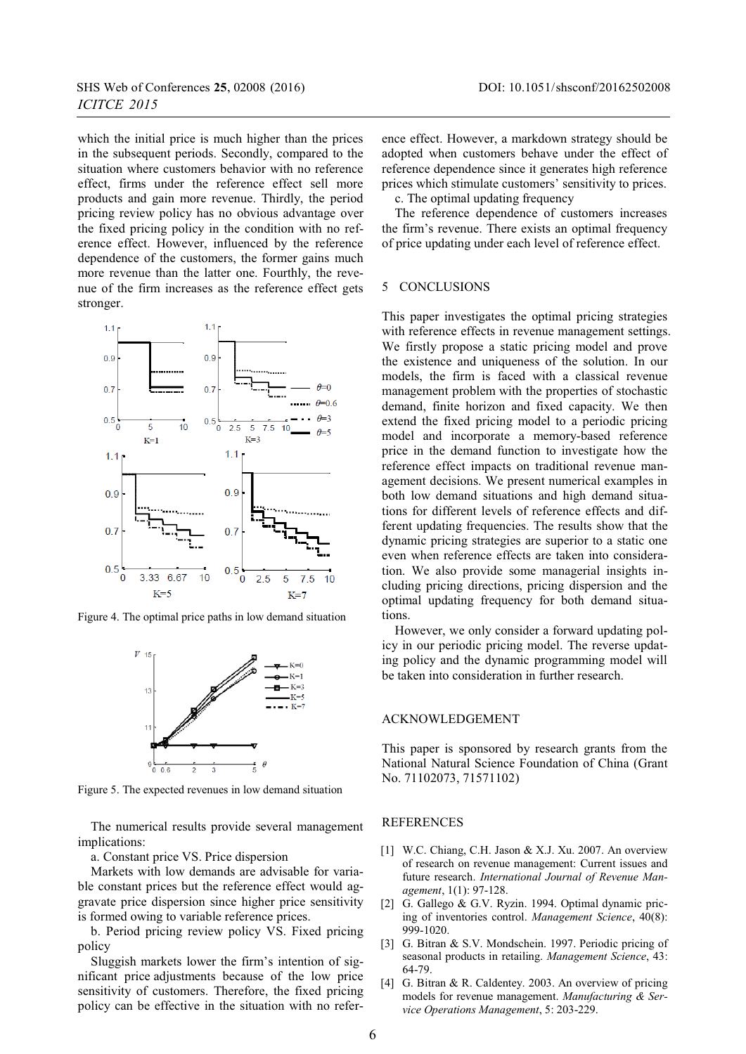which the initial price is much higher than the prices in the subsequent periods. Secondly, compared to the situation where customers behavior with no reference effect, firms under the reference effect sell more products and gain more revenue. Thirdly, the period pricing review policy has no obvious advantage over the fixed pricing policy in the condition with no reference effect. However, influenced by the reference dependence of the customers, the former gains much more revenue than the latter one. Fourthly, the revenue of the firm increases as the reference effect gets stronger.

Figure 4. The optimal price paths in low demand situation

Figure 5. The expected revenues in low demand situation

The numerical results provide several management implications:

a. Constant price VS. Price dispersion

Markets with low demands are advisable for variable constant prices but the reference effect would aggravate price dispersion since higher price sensitivity is formed owing to variable reference prices.

b. Period pricing review policy VS. Fixed pricing policy

Sluggish markets lower the firm's intention of significant price adjustments because of the low price sensitivity of customers. Therefore, the fixed pricing policy can be effective in the situation with no reference effect. However, a markdown strategy should be adopted when customers behave under the effect of reference dependence since it generates high reference prices which stimulate customers' sensitivity to prices.

c. The optimal updating frequency

The reference dependence of customers increases the firm's revenue. There exists an optimal frequency of price updating under each level of reference effect.

## 5 CONCLUSIONS

This paper investigates the optimal pricing strategies with reference effects in revenue management settings. We firstly propose a static pricing model and prove the existence and uniqueness of the solution. In our models, the firm is faced with a classical revenue management problem with the properties of stochastic demand, finite horizon and fixed capacity. We then extend the fixed pricing model to a periodic pricing model and incorporate a memory-based reference price in the demand function to investigate how the reference effect impacts on traditional revenue management decisions. We present numerical examples in both low demand and high demand situations for different levels of reference effects and different updating frequencies. The results show that the dynamic pricing strategies are superior to a static one even when reference effects are taken into consideration. We also provide some managerial insights including pricing directions, pricing dispersion and the optimal updating frequency for both demand situations.

However, we only consider a forward updating policy in our periodic pricing model. The reverse updating policy and the dynamic programming model will be taken into consideration in further research.

## ACKNOWLEDGEMENT

This paper is sponsored by research grants from the National Natural Science Foundation of China (Grant No. 71102073, 71571102)

## REFERENCES

[1] W.C. Chiang, C.H. Jason & X.J. Xu. 2007. An overview of research on revenue management: Current issues and future research. *International Journal of Revenue Management*, 1(1): 97-128.

[2] G. Gallego & G.V. Ryzin. 1994. Optimal dynamic pricing of inventories control. *Management Science*, 40(8): 999-1020.

[3] G. Bitran & S.V. Mondschein. 1997. Periodic pricing of seasonal products in retailing. *Management Science*, 43: 64-79.

[4] G. Bitran & R. Caldentey. 2003. An overview of pricing models for revenue management. *Manufacturing & Service Operations Management*, 5: 203-229.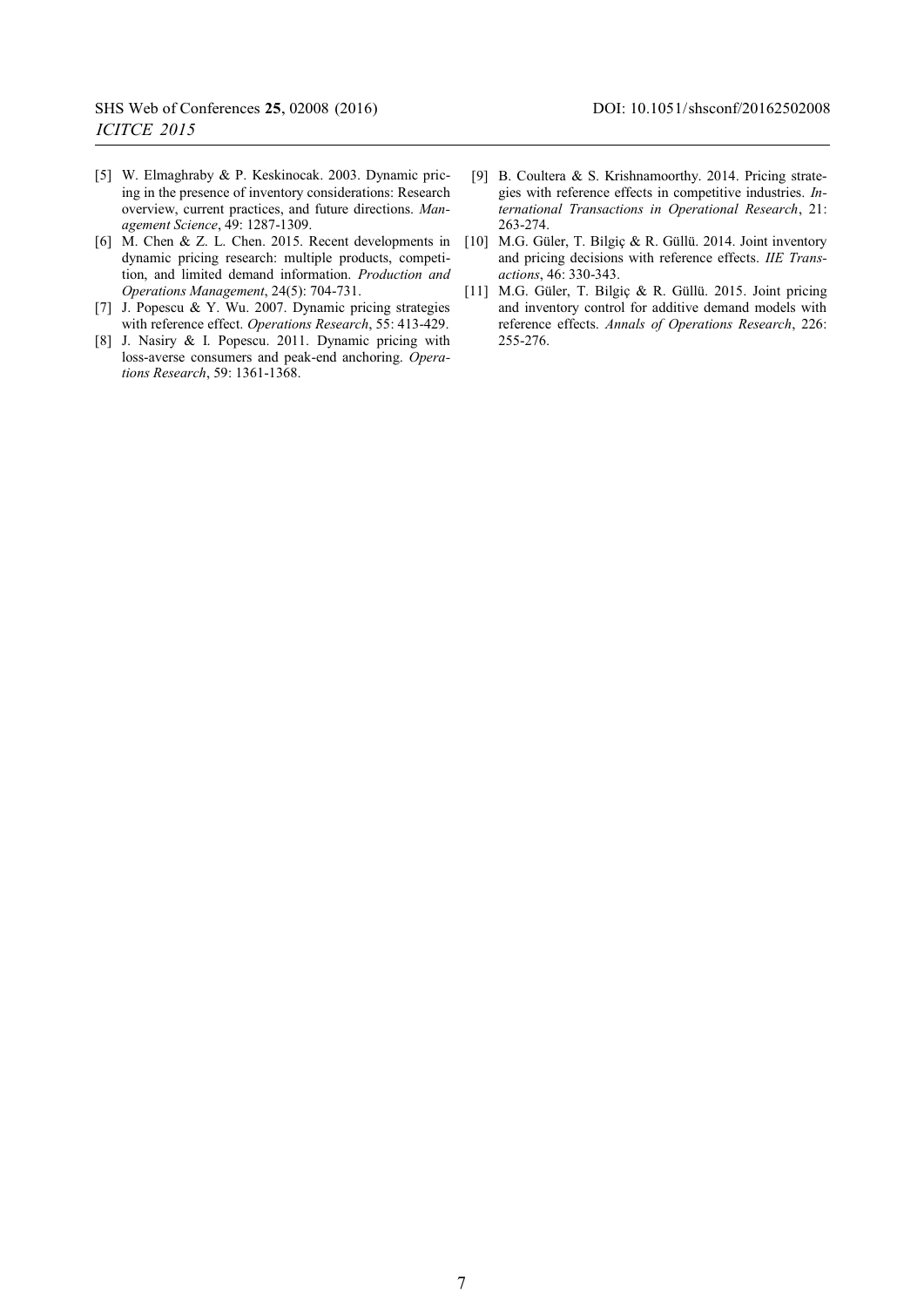[5] W. Elmaghraby & P. Keskinocak. 2003. Dynamic pricing in the presence of inventory considerations: Research overview, current practices, and future directions. *Management Science*, 49: 1287-1309.

[6] M. Chen & Z. L. Chen. 2015. Recent developments in dynamic pricing research: multiple products, competition, and limited demand information. *Production and Operations Management*, 24(5): 704-731.

[7] J. Popescu & Y. Wu. 2007. Dynamic pricing strategies with reference effect. *Operations Research*, 55: 413-429.

[8] J. Nasiry & I. Popescu. 2011. Dynamic pricing with loss-averse consumers and peak-end anchoring. *Operations Research*, 59: 1361-1368.

[9] B. Coultera & S. Krishnamoorthy. 2014. Pricing strategies with reference effects in competitive industries. *International Transactions in Operational Research*, 21: 263-274.

[10] M.G. Güler, T. Bilgiç & R. Güllü. 2014. Joint inventory and pricing decisions with reference effects. *IIE Transactions*, 46: 330-343.

[11] M.G. Güler, T. Bilgiç & R. Güllü. 2015. Joint pricing and inventory control for additive demand models with reference effects. *Annals of Operations Research*, 226: 255-276.